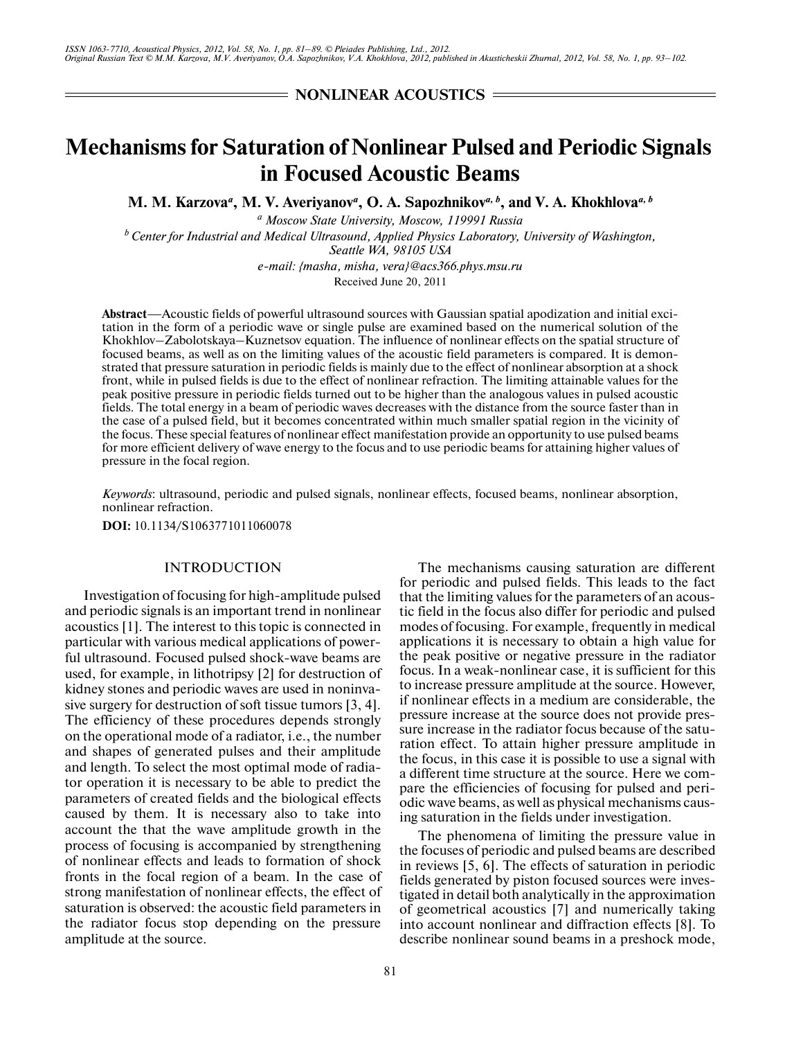NONLINEAR ACOUSTICS

# Mechanisms for Saturation of Nonlinear Pulsed and Periodic Signals in Focused Acoustic Beams

**M. M. Karzova[a], M. V. Averiyanov[a], O. A. Sapozhnikov[a, b], and V. A. Khokhlova[a, b]**

[a] *Moscow State University, Moscow, 119991 Russia*

[b] *Center for Industrial and Medical Ultrasound, Applied Physics Laboratory, University of Washington, Seattle WA, 98105 USA*

*e-mail: {masha, misha, vera}@acs366.phys.msu.ru*

Received June 20, 2011

**Abstract**—Acoustic fields of powerful ultrasound sources with Gaussian spatial apodization and initial excitation in the form of a periodic wave or single pulse are examined based on the numerical solution of the Khokhlov–Zabolotskaya–Kuznetsov equation. The influence of nonlinear effects on the spatial structure of focused beams, as well as on the limiting values of the acoustic field parameters is compared. It is demonstrated that pressure saturation in periodic fields is mainly due to the effect of nonlinear absorption at a shock front, while in pulsed fields is due to the effect of nonlinear refraction. The limiting attainable values for the peak positive pressure in periodic fields turned out to be higher than the analogous values in pulsed acoustic fields. The total energy in a beam of periodic waves decreases with the distance from the source faster than in the case of a pulsed field, but it becomes concentrated within much smaller spatial region in the vicinity of the focus. These special features of nonlinear effect manifestation provide an opportunity to use pulsed beams for more efficient delivery of wave energy to the focus and to use periodic beams for attaining higher values of pressure in the focal region.

*Keywords*: ultrasound, periodic and pulsed signals, nonlinear effects, focused beams, nonlinear absorption, nonlinear refraction.

**DOI:** 10.1134/S1063771011060078

## INTRODUCTION

Investigation of focusing for high-amplitude pulsed and periodic signals is an important trend in nonlinear acoustics [1]. The interest to this topic is connected in particular with various medical applications of powerful ultrasound. Focused pulsed shock-wave beams are used, for example, in lithotripsy [2] for destruction of kidney stones and periodic waves are used in noninvasive surgery for destruction of soft tissue tumors [3, 4]. The efficiency of these procedures depends strongly on the operational mode of a radiator, i.e., the number and shapes of generated pulses and their amplitude and length. To select the most optimal mode of radiator operation it is necessary to be able to predict the parameters of created fields and the biological effects caused by them. It is necessary also to take into account the that the wave amplitude growth in the process of focusing is accompanied by strengthening of nonlinear effects and leads to formation of shock fronts in the focal region of a beam. In the case of strong manifestation of nonlinear effects, the effect of saturation is observed: the acoustic field parameters in the radiator focus stop depending on the pressure amplitude at the source.

The mechanisms causing saturation are different for periodic and pulsed fields. This leads to the fact that the limiting values for the parameters of an acoustic field in the focus also differ for periodic and pulsed modes of focusing. For example, frequently in medical applications it is necessary to obtain a high value for the peak positive or negative pressure in the radiator focus. In a weak-nonlinear case, it is sufficient for this to increase pressure amplitude at the source. However, if nonlinear effects in a medium are considerable, the pressure increase at the source does not provide pressure increase in the radiator focus because of the saturation effect. To attain higher pressure amplitude in the focus, in this case it is possible to use a signal with a different time structure at the source. Here we compare the efficiencies of focusing for pulsed and periodic wave beams, as well as physical mechanisms causing saturation in the fields under investigation.

The phenomena of limiting the pressure value in the focuses of periodic and pulsed beams are described in reviews [5, 6]. The effects of saturation in periodic fields generated by piston focused sources were investigated in detail both analytically in the approximation of geometrical acoustics [7] and numerically taking into account nonlinear and diffraction effects [8]. To describe nonlinear sound beams in a preshock mode,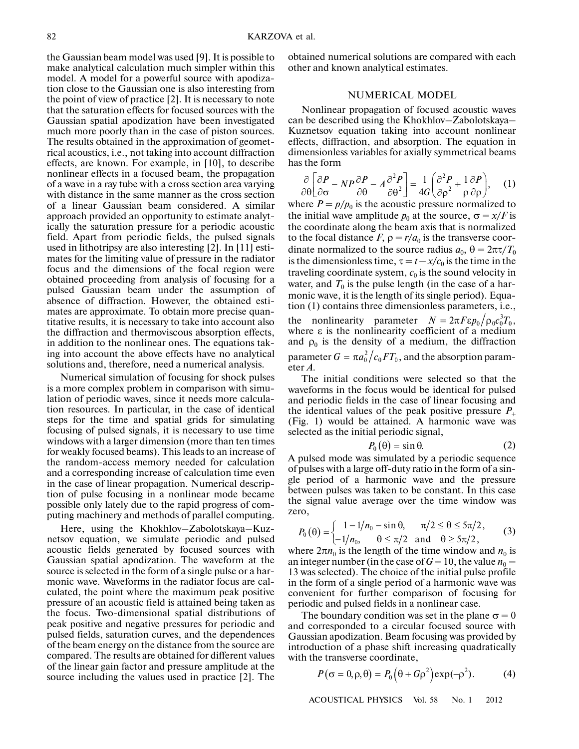the Gaussian beam model was used [9]. It is possible to make analytical calculation much simpler within this model. A model for a powerful source with apodization close to the Gaussian one is also interesting from the point of view of practice [2]. It is necessary to note that the saturation effects for focused sources with the Gaussian spatial apodization have been investigated much more poorly than in the case of piston sources. The results obtained in the approximation of geometrical acoustics, i.e., not taking into account diffraction effects, are known. For example, in [10], to describe nonlinear effects in a focused beam, the propagation of a wave in a ray tube with a cross section area varying with distance in the same manner as the cross section of a linear Gaussian beam considered. A similar approach provided an opportunity to estimate analytically the saturation pressure for a periodic acoustic field. Apart from periodic fields, the pulsed signals used in lithotripsy are also interesting [2]. In [11] estimates for the limiting value of pressure in the radiator focus and the dimensions of the focal region were obtained proceeding from analysis of focusing for a pulsed Gaussian beam under the assumption of absence of diffraction. However, the obtained estimates are approximate. To obtain more precise quantitative results, it is necessary to take into account also the diffraction and thermoviscous absorption effects, in addition to the nonlinear ones. The equations taking into account the above effects have no analytical solutions and, therefore, need a numerical analysis.

Numerical simulation of focusing for shock pulses is a more complex problem in comparison with simulation of periodic waves, since it needs more calculation resources. In particular, in the case of identical steps for the time and spatial grids for simulating focusing of pulsed signals, it is necessary to use time windows with a larger dimension (more than ten times for weakly focused beams). This leads to an increase of the random-access memory needed for calculation and a corresponding increase of calculation time even in the case of linear propagation. Numerical description of pulse focusing in a nonlinear mode became possible only lately due to the rapid progress of computing machinery and methods of parallel computing.

Here, using the Khokhlov–Zabolotskaya–Kuznetsov equation, we simulate periodic and pulsed acoustic fields generated by focused sources with Gaussian spatial apodization. The waveform at the source is selected in the form of a single pulse or a harmonic wave. Waveforms in the radiator focus are calculated, the point where the maximum peak positive pressure of an acoustic field is attained being taken as the focus. Two-dimensional spatial distributions of peak positive and negative pressures for periodic and pulsed fields, saturation curves, and the dependences of the beam energy on the distance from the source are compared. The results are obtained for different values of the linear gain factor and pressure amplitude at the source including the values used in practice [2]. The obtained numerical solutions are compared with each other and known analytical estimates.

## NUMERICAL MODEL

Nonlinear propagation of focused acoustic waves can be described using the Khokhlov–Zabolotskaya–Kuznetsov equation taking into account nonlinear effects, diffraction, and absorption. The equation in dimensionless variables for axially symmetrical beams has the form

$$\frac{\partial}{\partial \theta}\left[\frac{\partial P}{\partial \sigma} - NP\frac{\partial P}{\partial \theta} - A\frac{\partial^2 P}{\partial \theta^2}\right] = \frac{1}{4G}\left(\frac{\partial^2 P}{\partial \rho^2} + \frac{1}{\rho}\frac{\partial P}{\partial \rho}\right), \quad (1)$$

where $P = p/p_0$ is the acoustic pressure normalized to the initial wave amplitude $p_0$ at the source, $\sigma = x/F$ is the coordinate along the beam axis that is normalized to the focal distance $F$, $\rho = r/a_0$ is the transverse coordinate normalized to the source radius $a_0$, $\theta = 2\pi\tau/T_0$ is the dimensionless time, $\tau = t - x/c_0$ is the time in the traveling coordinate system, $c_0$ is the sound velocity in water, and $T_0$ is the pulse length (in the case of a harmonic wave, it is the length of its single period). Equation (1) contains three dimensionless parameters, i.e., the nonlinearity parameter $N = 2\pi F\varepsilon p_0/\rho_0 c_0^3 T_0$, where $\varepsilon$ is the nonlinearity coefficient of a medium and $\rho_0$ is the density of a medium, the diffraction parameter $G = \pi a_0^2/c_0 F T_0$, and the absorption parameter $A$.

The initial conditions were selected so that the waveforms in the focus would be identical for pulsed and periodic fields in the case of linear focusing and the identical values of the peak positive pressure $P_+$ (Fig. 1) would be attained. A harmonic wave was selected as the initial periodic signal,

$$P_0(\theta) = \sin\theta. \quad (2)$$

A pulsed mode was simulated by a periodic sequence of pulses with a large off-duty ratio in the form of a single period of a harmonic wave and the pressure between pulses was taken to be constant. In this case the signal value average over the time window was zero,

$$P_0(\theta) = \begin{cases} 1 - 1/n_0 - \sin\theta, & \pi/2 \le \theta \le 5\pi/2, \\ -1/n_0, & \theta \le \pi/2 \text{ and } \theta \ge 5\pi/2, \end{cases} \quad (3)$$

where $2\pi n_0$ is the length of the time window and $n_0$ is an integer number (in the case of $G = 10$, the value $n_0 = 13$ was selected). The choice of the initial pulse profile in the form of a single period of a harmonic wave was convenient for further comparison of focusing for periodic and pulsed fields in a nonlinear case.

The boundary condition was set in the plane $\sigma = 0$ and corresponded to a circular focused source with Gaussian apodization. Beam focusing was provided by introduction of a phase shift increasing quadratically with the transverse coordinate,

$$P(\sigma = 0, \rho, \theta) = P_0\left(\theta + G\rho^2\right)\exp(-\rho^2). \quad (4)$$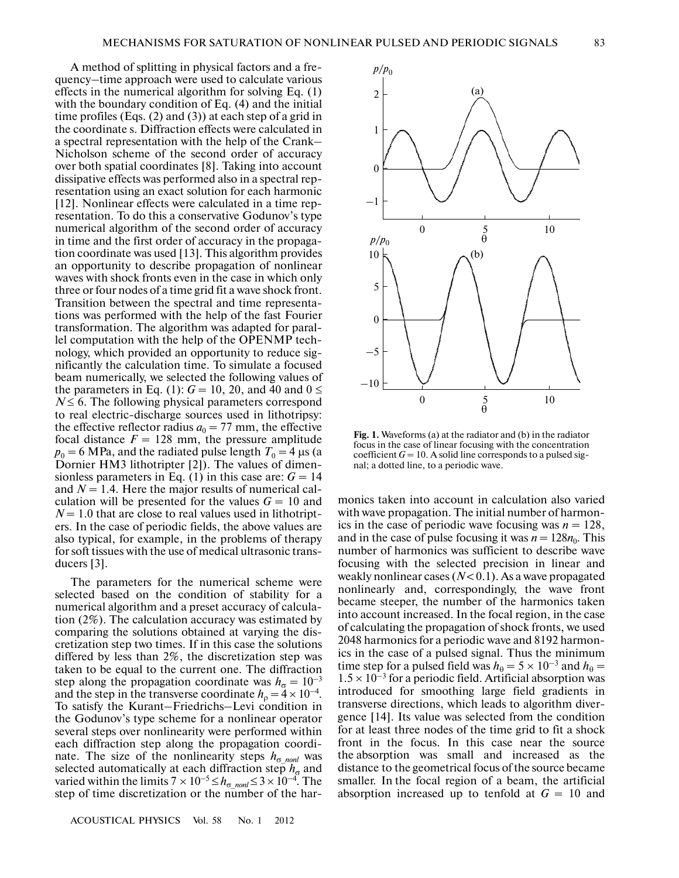A method of splitting in physical factors and a frequency–time approach were used to calculate various effects in the numerical algorithm for solving Eq. (1) with the boundary condition of Eq. (4) and the initial time profiles (Eqs. (2) and (3)) at each step of a grid in the coordinate s. Diffraction effects were calculated in a spectral representation with the help of the Crank–Nicholson scheme of the second order of accuracy over both spatial coordinates [8]. Taking into account dissipative effects was performed also in a spectral representation using an exact solution for each harmonic [12]. Nonlinear effects were calculated in a time representation. To do this a conservative Godunov's type numerical algorithm of the second order of accuracy in time and the first order of accuracy in the propagation coordinate was used [13]. This algorithm provides an opportunity to describe propagation of nonlinear waves with shock fronts even in the case in which only three or four nodes of a time grid fit a wave shock front. Transition between the spectral and time representations was performed with the help of the fast Fourier transformation. The algorithm was adapted for parallel computation with the help of the OPENMP technology, which provided an opportunity to reduce significantly the calculation time. To simulate a focused beam numerically, we selected the following values of the parameters in Eq. (1): $G = 10$, 20, and 40 and $0 \leq N \leq 6$. The following physical parameters correspond to real electric-discharge sources used in lithotripsy: the effective reflector radius $a_0 = 77$ mm, the effective focal distance $F = 128$ mm, the pressure amplitude $p_0 = 6$ MPa, and the radiated pulse length $T_0 = 4$ μs (a Dornier HM3 lithotripter [2]). The values of dimensionless parameters in Eq. (1) in this case are: $G = 14$ and $N = 1.4$. Here the major results of numerical calculation will be presented for the values $G = 10$ and $N = 1.0$ that are close to real values used in lithotripters. In the case of periodic fields, the above values are also typical, for example, in the problems of therapy for soft tissues with the use of medical ultrasonic transducers [3].

The parameters for the numerical scheme were selected based on the condition of stability for a numerical algorithm and a preset accuracy of calculation (2%). The calculation accuracy was estimated by comparing the solutions obtained at varying the discretization step two times. If in this case the solutions differed by less than 2%, the discretization step was taken to be equal to the current one. The diffraction step along the propagation coordinate was $h_\sigma = 10^{-3}$ and the step in the transverse coordinate $h_\rho = 4 \times 10^{-4}$. To satisfy the Kurant–Friedrichs–Levi condition in the Godunov's type scheme for a nonlinear operator several steps over nonlinearity were performed within each diffraction step along the propagation coordinate. The size of the nonlinearity steps $h_{\sigma\_nonl}$ was selected automatically at each diffraction step $h_\sigma$ and varied within the limits $7 \times 10^{-5} \leq h_{\sigma\_nonl} \leq 3 \times 10^{-4}$. The step of time discretization or the number of the harmonics taken into account in calculation also varied with wave propagation. The initial number of harmonics in the case of periodic wave focusing was $n = 128$, and in the case of pulse focusing it was $n = 128n_0$. This number of harmonics was sufficient to describe wave focusing with the selected precision in linear and weakly nonlinear cases ($N < 0.1$). As a wave propagated nonlinearly and, correspondingly, the wave front became steeper, the number of the harmonics taken into account increased. In the focal region, in the case of calculating the propagation of shock fronts, we used 2048 harmonics for a periodic wave and 8192 harmonics in the case of a pulsed signal. Thus the minimum time step for a pulsed field was $h_\theta = 5 \times 10^{-3}$ and $h_\theta = 1.5 \times 10^{-3}$ for a periodic field. Artificial absorption was introduced for smoothing large field gradients in transverse directions, which leads to algorithm divergence [14]. Its value was selected from the condition for at least three nodes of the time grid to fit a shock front in the focus. In this case near the source the absorption was small and increased as the distance to the geometrical focus of the source became smaller. In the focal region of a beam, the artificial absorption increased up to tenfold at $G = 10$ and

**Fig. 1.** Waveforms (a) at the radiator and (b) in the radiator focus in the case of linear focusing with the concentration coefficient $G = 10$. A solid line corresponds to a pulsed signal; a dotted line, to a periodic wave.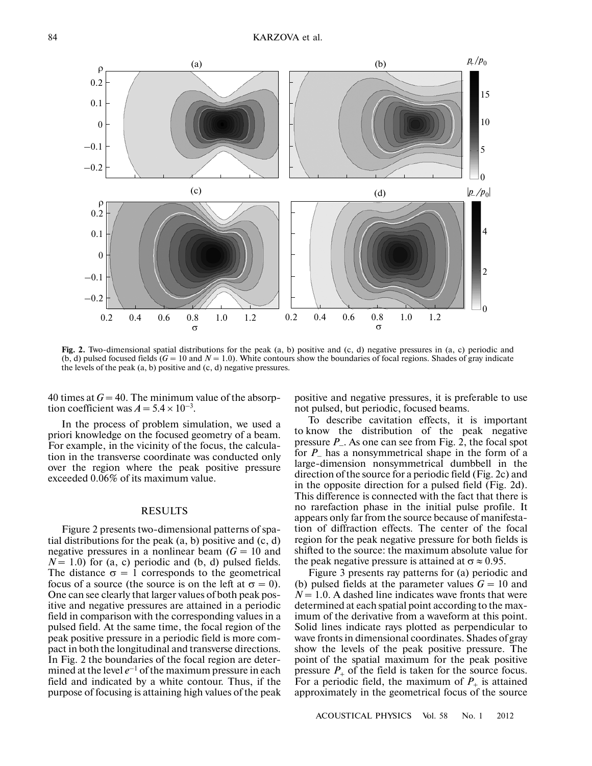Fig. 2. Two-dimensional spatial distributions for the peak (a, b) positive and (c, d) negative pressures in (a, c) periodic and (b, d) pulsed focused fields ($G = 10$ and $N = 1.0$). White contours show the boundaries of focal regions. Shades of gray indicate the levels of the peak (a, b) positive and (c, d) negative pressures.

40 times at $G = 40$. The minimum value of the absorption coefficient was $A = 5.4 \times 10^{-3}$.

In the process of problem simulation, we used a priori knowledge on the focused geometry of a beam. For example, in the vicinity of the focus, the calculation in the transverse coordinate was conducted only over the region where the peak positive pressure exceeded 0.06% of its maximum value.

## RESULTS

Figure 2 presents two-dimensional patterns of spatial distributions for the peak (a, b) positive and (c, d) negative pressures in a nonlinear beam ($G = 10$ and $N = 1.0$) for (a, c) periodic and (b, d) pulsed fields. The distance $\sigma = 1$ corresponds to the geometrical focus of a source (the source is on the left at $\sigma = 0$). One can see clearly that larger values of both peak positive and negative pressures are attained in a periodic field in comparison with the corresponding values in a pulsed field. At the same time, the focal region of the peak positive pressure in a periodic field is more compact in both the longitudinal and transverse directions. In Fig. 2 the boundaries of the focal region are determined at the level $e^{-1}$ of the maximum pressure in each field and indicated by a white contour. Thus, if the purpose of focusing is attaining high values of the peak positive and negative pressures, it is preferable to use not pulsed, but periodic, focused beams.

To describe cavitation effects, it is important to know the distribution of the peak negative pressure $P_-$. As one can see from Fig. 2, the focal spot for $P_-$ has a nonsymmetrical shape in the form of a large-dimension nonsymmetrical dumbbell in the direction of the source for a periodic field (Fig. 2c) and in the opposite direction for a pulsed field (Fig. 2d). This difference is connected with the fact that there is no rarefaction phase in the initial pulse profile. It appears only far from the source because of manifestation of diffraction effects. The center of the focal region for the peak negative pressure for both fields is shifted to the source: the maximum absolute value for the peak negative pressure is attained at $\sigma \approx 0.95$.

Figure 3 presents ray patterns for (a) periodic and (b) pulsed fields at the parameter values $G = 10$ and $N = 1.0$. A dashed line indicates wave fronts that were determined at each spatial point according to the maximum of the derivative from a waveform at this point. Solid lines indicate rays plotted as perpendicular to wave fronts in dimensional coordinates. Shades of gray show the levels of the peak positive pressure. The point of the spatial maximum for the peak positive pressure $P_+$ of the field is taken for the source focus. For a periodic field, the maximum of $P_+$ is attained approximately in the geometrical focus of the source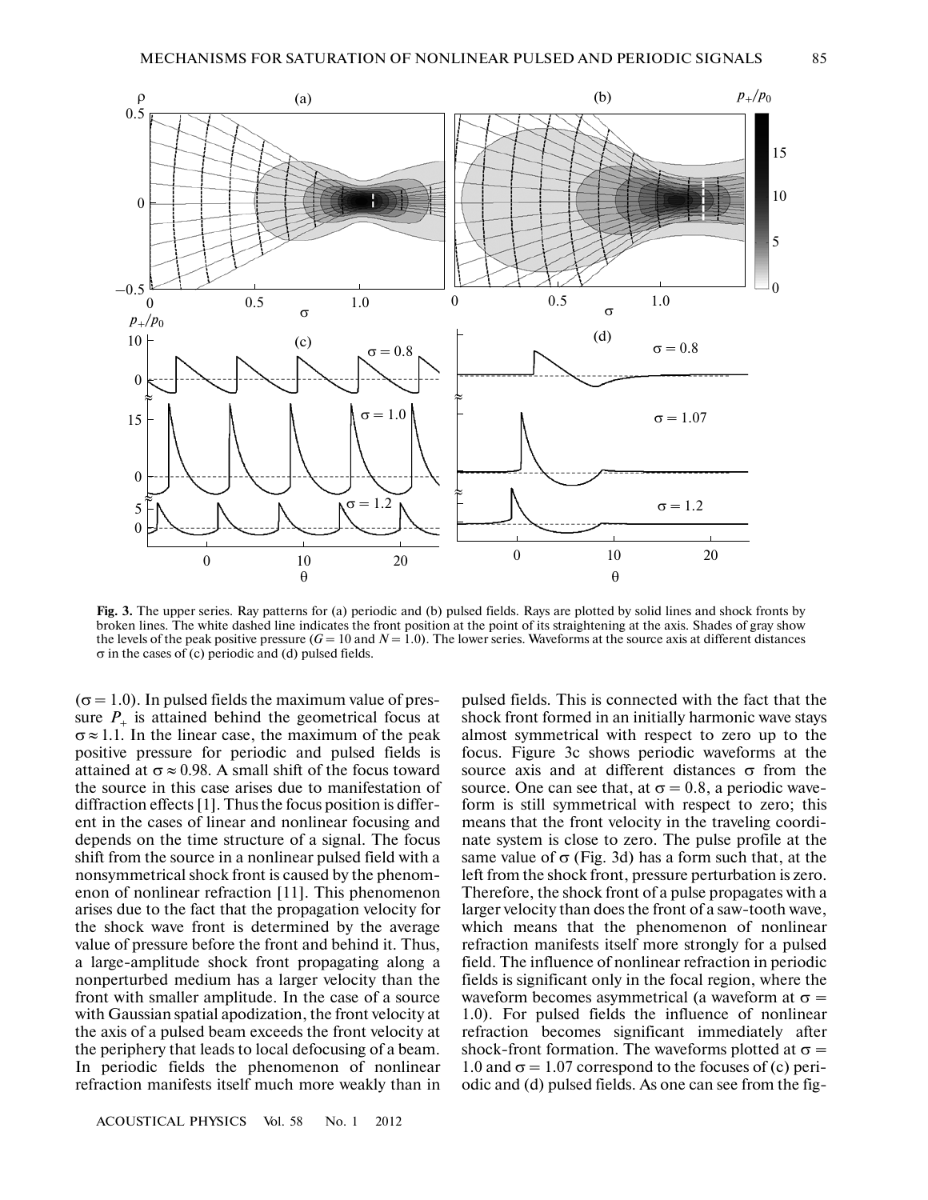**Fig. 3.** The upper series. Ray patterns for (a) periodic and (b) pulsed fields. Rays are plotted by solid lines and shock fronts by broken lines. The white dashed line indicates the front position at the point of its straightening at the axis. Shades of gray show the levels of the peak positive pressure ($G = 10$ and $N = 1.0$). The lower series. Waveforms at the source axis at different distances $\sigma$ in the cases of (c) periodic and (d) pulsed fields.

($\sigma = 1.0$). In pulsed fields the maximum value of pressure $P_+$ is attained behind the geometrical focus at $\sigma \approx 1.1$. In the linear case, the maximum of the peak positive pressure for periodic and pulsed fields is attained at $\sigma \approx 0.98$. A small shift of the focus toward the source in this case arises due to manifestation of diffraction effects [1]. Thus the focus position is different in the cases of linear and nonlinear focusing and depends on the time structure of a signal. The focus shift from the source in a nonlinear pulsed field with a nonsymmetrical shock front is caused by the phenomenon of nonlinear refraction [11]. This phenomenon arises due to the fact that the propagation velocity for the shock wave front is determined by the average value of pressure before the front and behind it. Thus, a large-amplitude shock front propagating along a nonperturbed medium has a larger velocity than the front with smaller amplitude. In the case of a source with Gaussian spatial apodization, the front velocity at the axis of a pulsed beam exceeds the front velocity at the periphery that leads to local defocusing of a beam. In periodic fields the phenomenon of nonlinear refraction manifests itself much more weakly than in pulsed fields. This is connected with the fact that the shock front formed in an initially harmonic wave stays almost symmetrical with respect to zero up to the focus. Figure 3c shows periodic waveforms at the source axis and at different distances $\sigma$ from the source. One can see that, at $\sigma = 0.8$, a periodic waveform is still symmetrical with respect to zero; this means that the front velocity in the traveling coordinate system is close to zero. The pulse profile at the same value of $\sigma$ (Fig. 3d) has a form such that, at the left from the shock front, pressure perturbation is zero. Therefore, the shock front of a pulse propagates with a larger velocity than does the front of a saw-tooth wave, which means that the phenomenon of nonlinear refraction manifests itself more strongly for a pulsed field. The influence of nonlinear refraction in periodic fields is significant only in the focal region, where the waveform becomes asymmetrical (a waveform at $\sigma = 1.0$). For pulsed fields the influence of nonlinear refraction becomes significant immediately after shock-front formation. The waveforms plotted at $\sigma = 1.0$ and $\sigma = 1.07$ correspond to the focuses of (c) periodic and (d) pulsed fields. As one can see from the fig-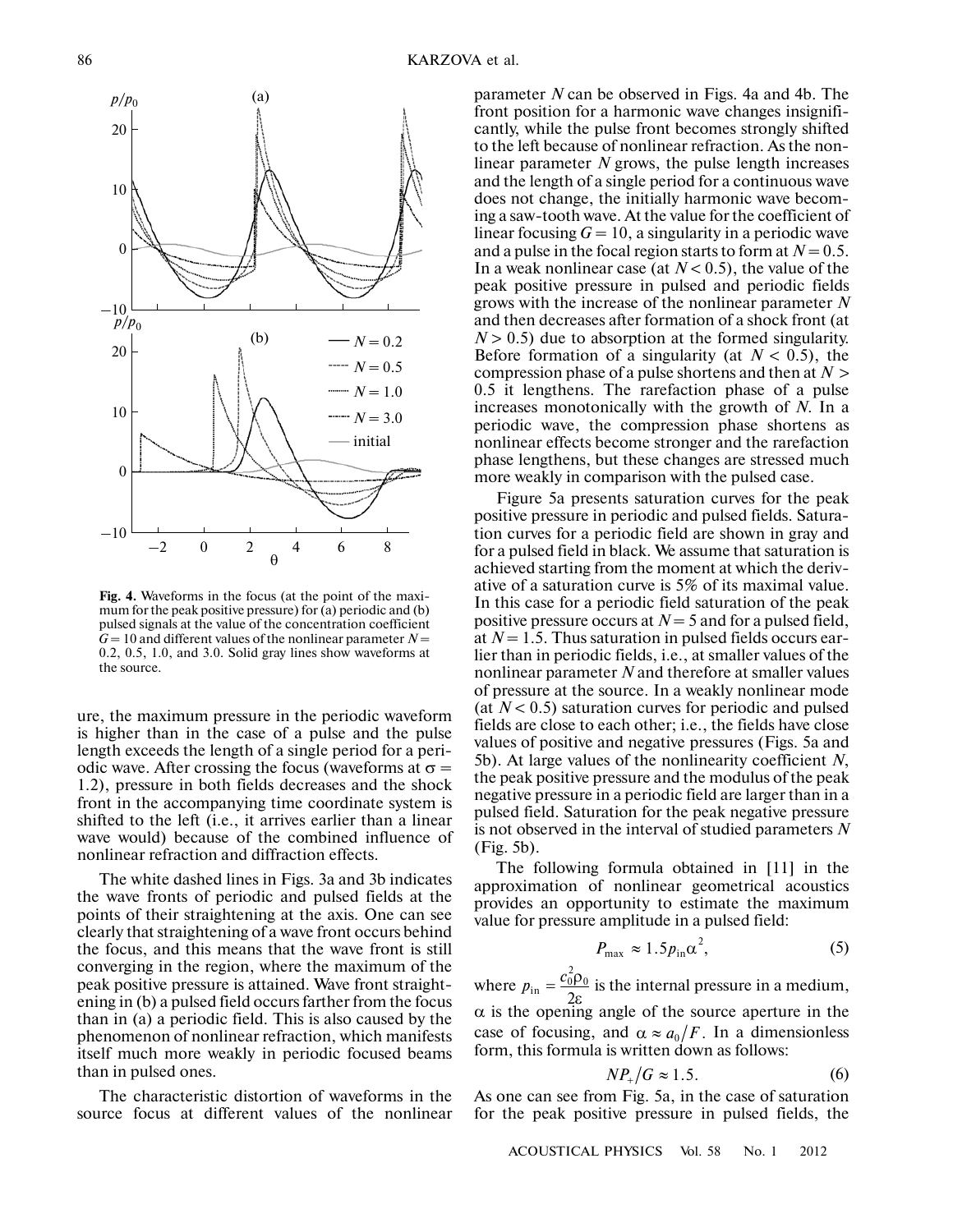**Fig. 4.** Waveforms in the focus (at the point of the maximum for the peak positive pressure) for (a) periodic and (b) pulsed signals at the value of the concentration coefficient $G = 10$ and different values of the nonlinear parameter $N =$ 0.2, 0.5, 1.0, and 3.0. Solid gray lines show waveforms at the source.

ure, the maximum pressure in the periodic waveform is higher than in the case of a pulse and the pulse length exceeds the length of a single period for a periodic wave. After crossing the focus (waveforms at $\sigma =$ 1.2), pressure in both fields decreases and the shock front in the accompanying time coordinate system is shifted to the left (i.e., it arrives earlier than a linear wave would) because of the combined influence of nonlinear refraction and diffraction effects.

The white dashed lines in Figs. 3a and 3b indicates the wave fronts of periodic and pulsed fields at the points of their straightening at the axis. One can see clearly that straightening of a wave front occurs behind the focus, and this means that the wave front is still converging in the region, where the maximum of the peak positive pressure is attained. Wave front straightening in (b) a pulsed field occurs farther from the focus than in (a) a periodic field. This is also caused by the phenomenon of nonlinear refraction, which manifests itself much more weakly in periodic focused beams than in pulsed ones.

The characteristic distortion of waveforms in the source focus at different values of the nonlinear parameter $N$ can be observed in Figs. 4a and 4b. The front position for a harmonic wave changes insignificantly, while the pulse front becomes strongly shifted to the left because of nonlinear refraction. As the nonlinear parameter $N$ grows, the pulse length increases and the length of a single period for a continuous wave does not change, the initially harmonic wave becoming a saw-tooth wave. At the value for the coefficient of linear focusing $G = 10$, a singularity in a periodic wave and a pulse in the focal region starts to form at $N = 0.5$. In a weak nonlinear case (at $N < 0.5$), the value of the peak positive pressure in pulsed and periodic fields grows with the increase of the nonlinear parameter $N$ and then decreases after formation of a shock front (at $N > 0.5$) due to absorption at the formed singularity. Before formation of a singularity (at $N < 0.5$), the compression phase of a pulse shortens and then at $N >$ 0.5 it lengthens. The rarefaction phase of a pulse increases monotonically with the growth of $N$. In a periodic wave, the compression phase shortens as nonlinear effects become stronger and the rarefaction phase lengthens, but these changes are stressed much more weakly in comparison with the pulsed case.

Figure 5a presents saturation curves for the peak positive pressure in periodic and pulsed fields. Saturation curves for a periodic field are shown in gray and for a pulsed field in black. We assume that saturation is achieved starting from the moment at which the derivative of a saturation curve is 5% of its maximal value. In this case for a periodic field saturation of the peak positive pressure occurs at $N = 5$ and for a pulsed field, at $N = 1.5$. Thus saturation in pulsed fields occurs earlier than in periodic fields, i.e., at smaller values of the nonlinear parameter $N$ and therefore at smaller values of pressure at the source. In a weakly nonlinear mode (at $N < 0.5$) saturation curves for periodic and pulsed fields are close to each other; i.e., the fields have close values of positive and negative pressures (Figs. 5a and 5b). At large values of the nonlinearity coefficient $N$, the peak positive pressure and the modulus of the peak negative pressure in a periodic field are larger than in a pulsed field. Saturation for the peak negative pressure is not observed in the interval of studied parameters $N$ (Fig. 5b).

The following formula obtained in [11] in the approximation of nonlinear geometrical acoustics provides an opportunity to estimate the maximum value for pressure amplitude in a pulsed field:

$$P_{\max} \approx 1.5 p_{\text{in}} \alpha^2, \tag{5}$$

where $p_{\text{in}} = \dfrac{c_0^2 \rho_0}{2\varepsilon}$ is the internal pressure in a medium, $\alpha$ is the opening angle of the source aperture in the case of focusing, and $\alpha \approx a_0/F$. In a dimensionless form, this formula is written down as follows:

$$N P_+ / G \approx 1.5. \tag{6}$$

As one can see from Fig. 5a, in the case of saturation for the peak positive pressure in pulsed fields, the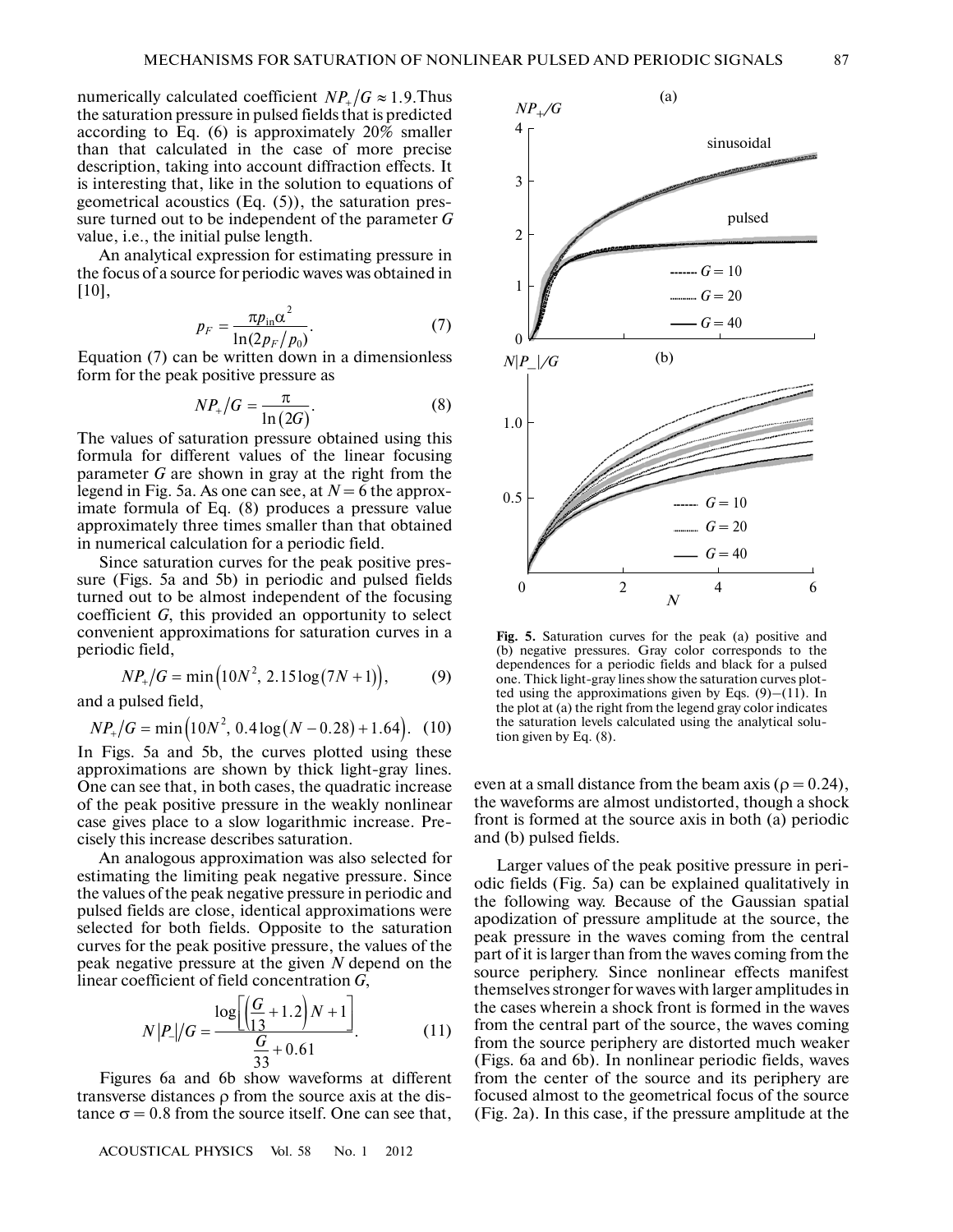numerically calculated coefficient $NP_+/G \approx 1.9$. Thus the saturation pressure in pulsed fields that is predicted according to Eq. (6) is approximately 20% smaller than that calculated in the case of more precise description, taking into account diffraction effects. It is interesting that, like in the solution to equations of geometrical acoustics (Eq. (5)), the saturation pressure turned out to be independent of the parameter $G$ value, i.e., the initial pulse length.

An analytical expression for estimating pressure in the focus of a source for periodic waves was obtained in [10],

$$p_F = \frac{\pi p_{\text{in}} \alpha^2}{\ln(2p_F/p_0)}. \quad (7)$$

Equation (7) can be written down in a dimensionless form for the peak positive pressure as

$$NP_+/G = \frac{\pi}{\ln(2G)}. \quad (8)$$

The values of saturation pressure obtained using this formula for different values of the linear focusing parameter $G$ are shown in gray at the right from the legend in Fig. 5a. As one can see, at $N = 6$ the approximate formula of Eq. (8) produces a pressure value approximately three times smaller than that obtained in numerical calculation for a periodic field.

Since saturation curves for the peak positive pressure (Figs. 5a and 5b) in periodic and pulsed fields turned out to be almost independent of the focusing coefficient $G$, this provided an opportunity to select convenient approximations for saturation curves in a periodic field,

$$NP_+/G = \min\left(10N^2,\ 2.15\log(7N+1)\right), \quad (9)$$

and a pulsed field,

$$NP_+/G = \min\left(10N^2,\ 0.4\log(N-0.28)+1.64\right). \quad (10)$$

In Figs. 5a and 5b, the curves plotted using these approximations are shown by thick light-gray lines. One can see that, in both cases, the quadratic increase of the peak positive pressure in the weakly nonlinear case gives place to a slow logarithmic increase. Precisely this increase describes saturation.

An analogous approximation was also selected for estimating the limiting peak negative pressure. Since the values of the peak negative pressure in periodic and pulsed fields are close, identical approximations were selected for both fields. Opposite to the saturation curves for the peak positive pressure, the values of the peak negative pressure at the given $N$ depend on the linear coefficient of field concentration $G$,

$$N|P_-|/G = \frac{\log\left[\left(\frac{G}{13}+1.2\right)N+1\right]}{\frac{G}{33}+0.61}. \quad (11)$$

Figures 6a and 6b show waveforms at different transverse distances $\rho$ from the source axis at the distance $\sigma = 0.8$ from the source itself. One can see that, even at a small distance from the beam axis ($\rho = 0.24$), the waveforms are almost undistorted, though a shock front is formed at the source axis in both (a) periodic and (b) pulsed fields.

**Fig. 5.** Saturation curves for the peak (a) positive and (b) negative pressures. Gray color corresponds to the dependences for a periodic fields and black for a pulsed one. Thick light-gray lines show the saturation curves plotted using the approximations given by Eqs. (9)–(11). In the plot at (a) the right from the legend gray color indicates the saturation levels calculated using the analytical solution given by Eq. (8).

Larger values of the peak positive pressure in periodic fields (Fig. 5a) can be explained qualitatively in the following way. Because of the Gaussian spatial apodization of pressure amplitude at the source, the peak pressure in the waves coming from the central part of it is larger than from the waves coming from the source periphery. Since nonlinear effects manifest themselves stronger for waves with larger amplitudes in the cases wherein a shock front is formed in the waves from the central part of the source, the waves coming from the source periphery are distorted much weaker (Figs. 6a and 6b). In nonlinear periodic fields, waves from the center of the source and its periphery are focused almost to the geometrical focus of the source (Fig. 2a). In this case, if the pressure amplitude at the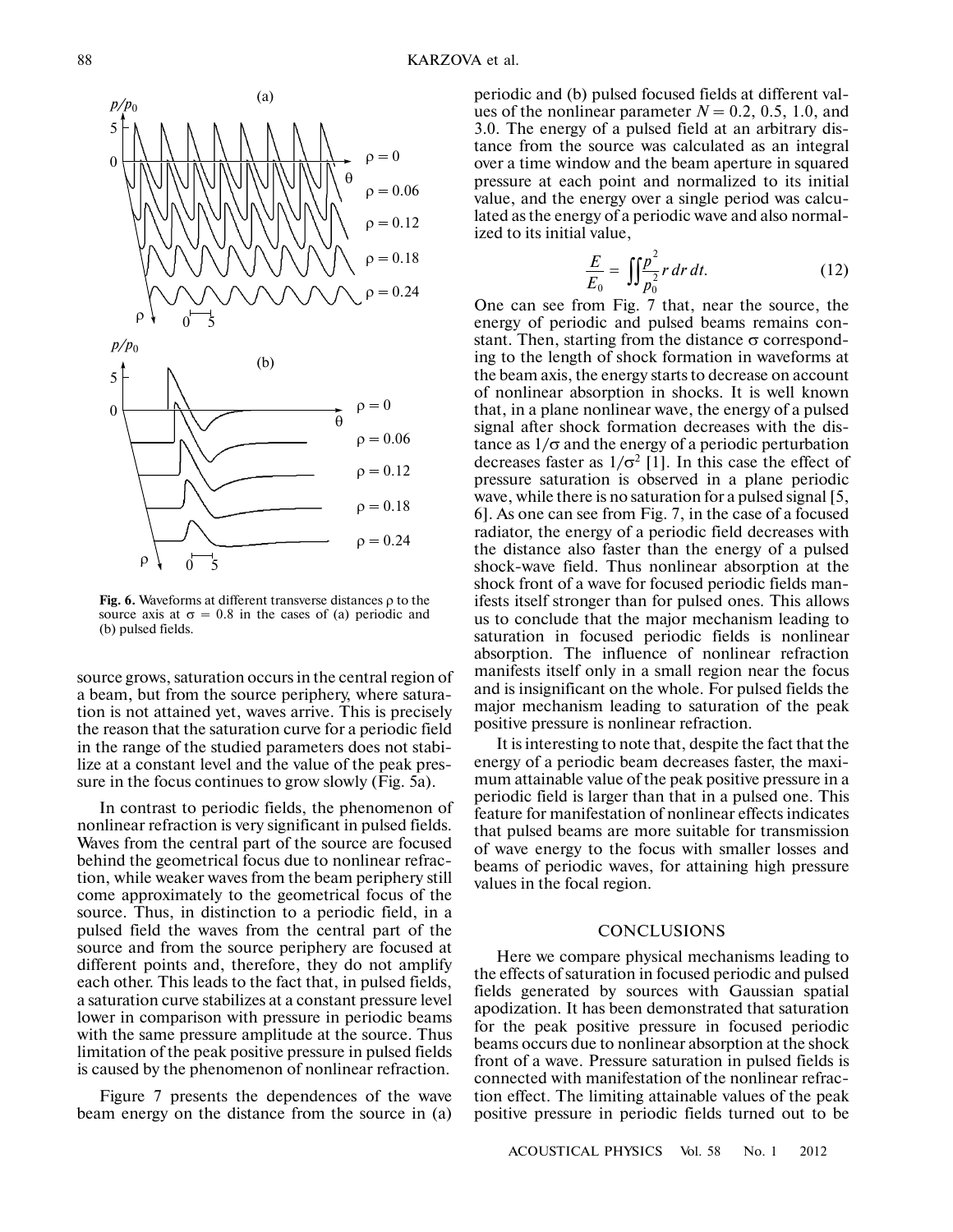**Fig. 6.** Waveforms at different transverse distances ρ to the source axis at $\sigma = 0.8$ in the cases of (a) periodic and (b) pulsed fields.

source grows, saturation occurs in the central region of a beam, but from the source periphery, where saturation is not attained yet, waves arrive. This is precisely the reason that the saturation curve for a periodic field in the range of the studied parameters does not stabilize at a constant level and the value of the peak pressure in the focus continues to grow slowly (Fig. 5a).

In contrast to periodic fields, the phenomenon of nonlinear refraction is very significant in pulsed fields. Waves from the central part of the source are focused behind the geometrical focus due to nonlinear refraction, while weaker waves from the beam periphery still come approximately to the geometrical focus of the source. Thus, in distinction to a periodic field, in a pulsed field the waves from the central part of the source and from the source periphery are focused at different points and, therefore, they do not amplify each other. This leads to the fact that, in pulsed fields, a saturation curve stabilizes at a constant pressure level lower in comparison with pressure in periodic beams with the same pressure amplitude at the source. Thus limitation of the peak positive pressure in pulsed fields is caused by the phenomenon of nonlinear refraction.

Figure 7 presents the dependences of the wave beam energy on the distance from the source in (a) periodic and (b) pulsed focused fields at different values of the nonlinear parameter $N = 0.2$, 0.5, 1.0, and 3.0. The energy of a pulsed field at an arbitrary distance from the source was calculated as an integral over a time window and the beam aperture in squared pressure at each point and normalized to its initial value, and the energy over a single period was calculated as the energy of a periodic wave and also normalized to its initial value,

$$\frac{E}{E_0} = \iint \frac{p^2}{p_0^2} r \, dr \, dt. \tag{12}$$

One can see from Fig. 7 that, near the source, the energy of periodic and pulsed beams remains constant. Then, starting from the distance $\sigma$ corresponding to the length of shock formation in waveforms at the beam axis, the energy starts to decrease on account of nonlinear absorption in shocks. It is well known that, in a plane nonlinear wave, the energy of a pulsed signal after shock formation decreases with the distance as $1/\sigma$ and the energy of a periodic perturbation decreases faster as $1/\sigma^2$ [1]. In this case the effect of pressure saturation is observed in a plane periodic wave, while there is no saturation for a pulsed signal [5, 6]. As one can see from Fig. 7, in the case of a focused radiator, the energy of a periodic field decreases with the distance also faster than the energy of a pulsed shock-wave field. Thus nonlinear absorption at the shock front of a wave for focused periodic fields manifests itself stronger than for pulsed ones. This allows us to conclude that the major mechanism leading to saturation in focused periodic fields is nonlinear absorption. The influence of nonlinear refraction manifests itself only in a small region near the focus and is insignificant on the whole. For pulsed fields the major mechanism leading to saturation of the peak positive pressure is nonlinear refraction.

It is interesting to note that, despite the fact that the energy of a periodic beam decreases faster, the maximum attainable value of the peak positive pressure in a periodic field is larger than that in a pulsed one. This feature for manifestation of nonlinear effects indicates that pulsed beams are more suitable for transmission of wave energy to the focus with smaller losses and beams of periodic waves, for attaining high pressure values in the focal region.

## CONCLUSIONS

Here we compare physical mechanisms leading to the effects of saturation in focused periodic and pulsed fields generated by sources with Gaussian spatial apodization. It has been demonstrated that saturation for the peak positive pressure in focused periodic beams occurs due to nonlinear absorption at the shock front of a wave. Pressure saturation in pulsed fields is connected with manifestation of the nonlinear refraction effect. The limiting attainable values of the peak positive pressure in periodic fields turned out to be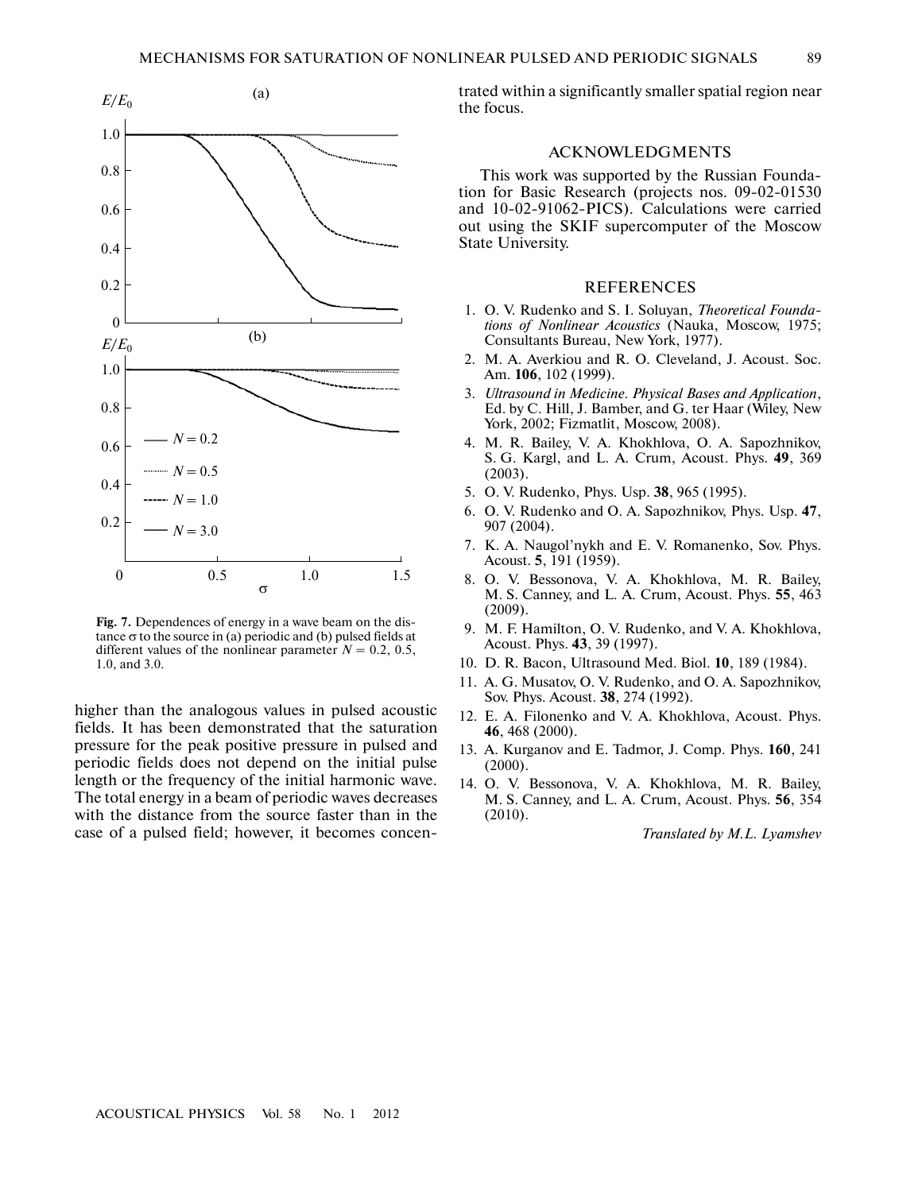(a)

$E/E_0$

1.0

0.8

0.6

0.4

0.2

0

(b)

$E/E_0$

1.0

0.8

0.6

0.4

0.2

0 0.5 1.0 1.5

σ

—— $N = 0.2$

········ $N = 0.5$

------ $N = 1.0$

—— $N = 3.0$

**Fig. 7.** Dependences of energy in a wave beam on the distance σ to the source in (a) periodic and (b) pulsed fields at different values of the nonlinear parameter $N = 0.2$, 0.5, 1.0, and 3.0.

higher than the analogous values in pulsed acoustic fields. It has been demonstrated that the saturation pressure for the peak positive pressure in pulsed and periodic fields does not depend on the initial pulse length or the frequency of the initial harmonic wave. The total energy in a beam of periodic waves decreases with the distance from the source faster than in the case of a pulsed field; however, it becomes concentrated within a significantly smaller spatial region near the focus.

## ACKNOWLEDGMENTS

This work was supported by the Russian Foundation for Basic Research (projects nos. 09-02-01530 and 10-02-91062-PICS). Calculations were carried out using the SKIF supercomputer of the Moscow State University.

## REFERENCES

1. O. V. Rudenko and S. I. Soluyan, *Theoretical Foundations of Nonlinear Acoustics* (Nauka, Moscow, 1975; Consultants Bureau, New York, 1977).
2. M. A. Averkiou and R. O. Cleveland, J. Acoust. Soc. Am. **106**, 102 (1999).
3. *Ultrasound in Medicine. Physical Bases and Application*, Ed. by C. Hill, J. Bamber, and G. ter Haar (Wiley, New York, 2002; Fizmatlit, Moscow, 2008).
4. M. R. Bailey, V. A. Khokhlova, O. A. Sapozhnikov, S. G. Kargl, and L. A. Crum, Acoust. Phys. **49**, 369 (2003).
5. O. V. Rudenko, Phys. Usp. **38**, 965 (1995).
6. O. V. Rudenko and O. A. Sapozhnikov, Phys. Usp. **47**, 907 (2004).
7. K. A. Naugol'nykh and E. V. Romanenko, Sov. Phys. Acoust. **5**, 191 (1959).
8. O. V. Bessonova, V. A. Khokhlova, M. R. Bailey, M. S. Canney, and L. A. Crum, Acoust. Phys. **55**, 463 (2009).
9. M. F. Hamilton, O. V. Rudenko, and V. A. Khokhlova, Acoust. Phys. **43**, 39 (1997).
10. D. R. Bacon, Ultrasound Med. Biol. **10**, 189 (1984).
11. A. G. Musatov, O. V. Rudenko, and O. A. Sapozhnikov, Sov. Phys. Acoust. **38**, 274 (1992).
12. E. A. Filonenko and V. A. Khokhlova, Acoust. Phys. **46**, 468 (2000).
13. A. Kurganov and E. Tadmor, J. Comp. Phys. **160**, 241 (2000).
14. O. V. Bessonova, V. A. Khokhlova, M. R. Bailey, M. S. Canney, and L. A. Crum, Acoust. Phys. **56**, 354 (2010).

*Translated by M.L. Lyamshev*